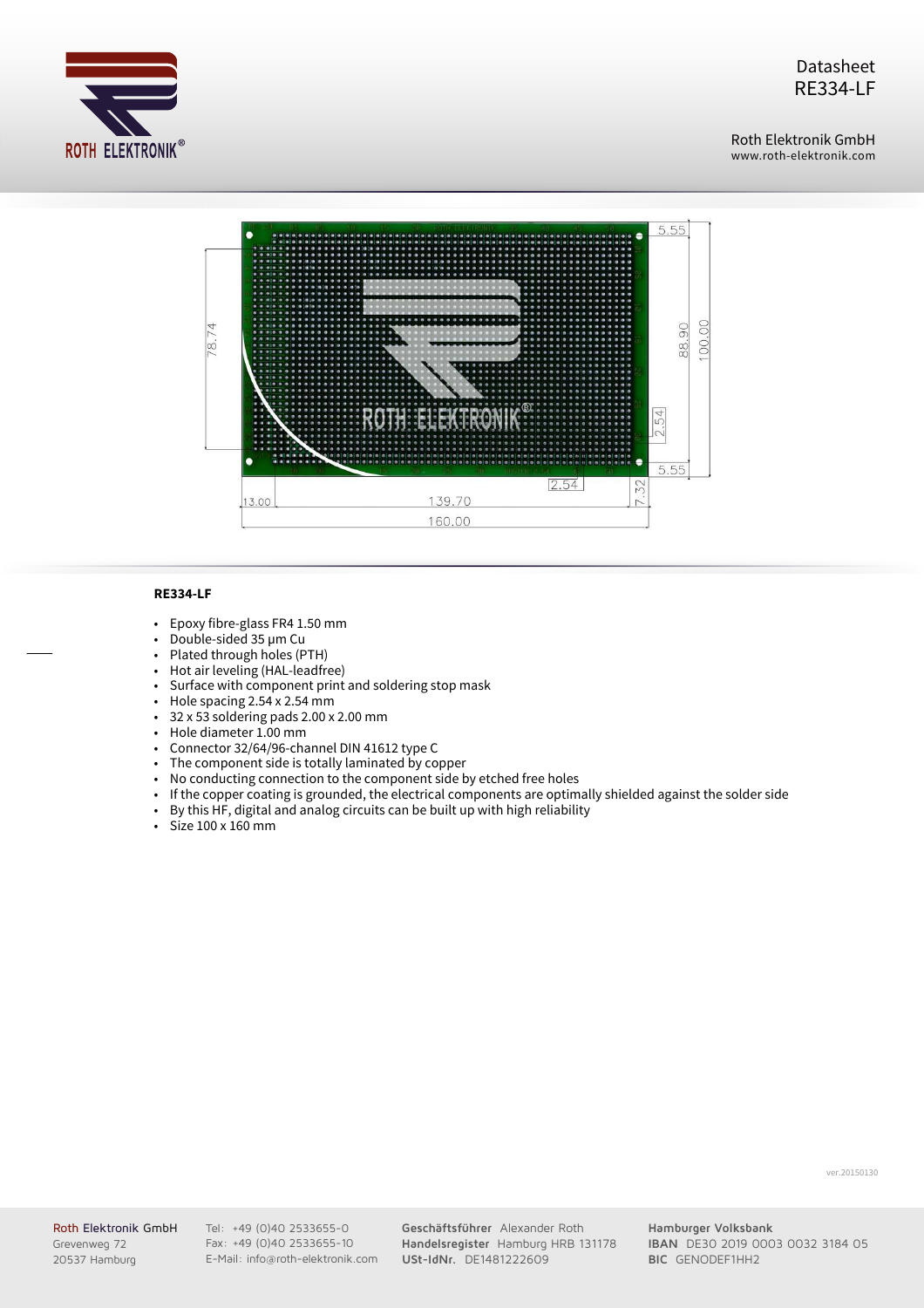Datasheet
RE334-LF

Roth Elektronik GmbH
www.roth-elektronik.com

**RE334-LF**

- Epoxy fibre-glass FR4 1.50 mm
- Double-sided 35 µm Cu
- Plated through holes (PTH)
- Hot air leveling (HAL-leadfree)
- Surface with component print and soldering stop mask
- Hole spacing 2.54 x 2.54 mm
- 32 x 53 soldering pads 2.00 x 2.00 mm
- Hole diameter 1.00 mm
- Connector 32/64/96-channel DIN 41612 type C
- The component side is totally laminated by copper
- No conducting connection to the component side by etched free holes
- If the copper coating is grounded, the electrical components are optimally shielded against the solder side
- By this HF, digital and analog circuits can be built up with high reliability
- Size 100 x 160 mm

ver.20150130

Roth Elektronik GmbH
Grevenweg 72
20537 Hamburg

Tel: +49 (0)40 2533655-0
Fax: +49 (0)40 2533655-10
E-Mail: info@roth-elektronik.com

**Geschäftsführer** Alexander Roth
**Handelsregister** Hamburg HRB 131178
**USt-IdNr.** DE1481222609

**Hamburger Volksbank**
**IBAN** DE30 2019 0003 0032 3184 05
**BIC** GENODEF1HH2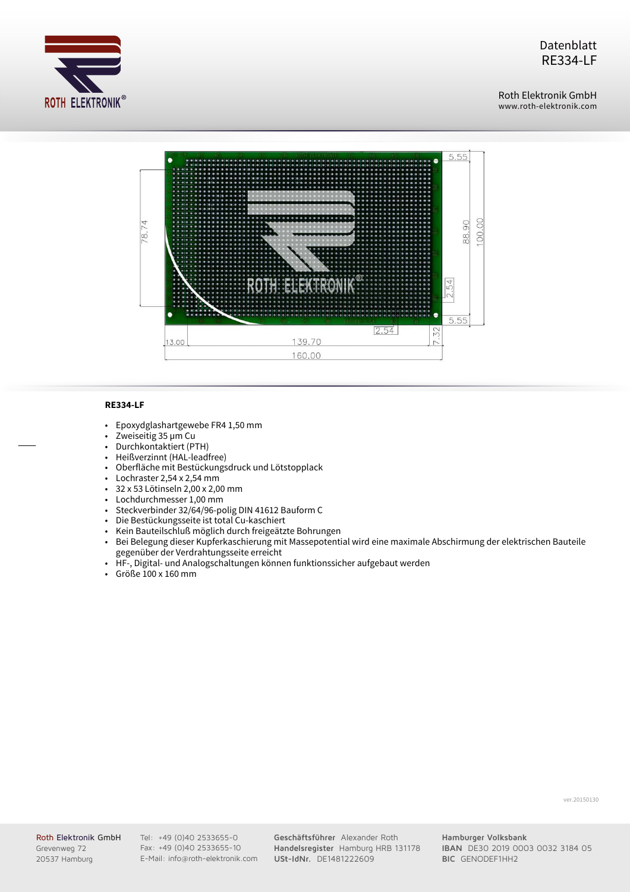**RE334-LF**

- Epoxydglashartgewebe FR4 1,50 mm
- Zweiseitig 35 µm Cu
- Durchkontaktiert (PTH)
- Heißverzinnt (HAL-leadfree)
- Oberfläche mit Bestückungsdruck und Lötstopplack
- Lochraster 2,54 x 2,54 mm
- 32 x 53 Lötinseln 2,00 x 2,00 mm
- Lochdurchmesser 1,00 mm
- Steckverbinder 32/64/96-polig DIN 41612 Bauform C
- Die Bestückungsseite ist total Cu-kaschiert
- Kein Bauteilschluß möglich durch freigeätzte Bohrungen
- Bei Belegung dieser Kupferkaschierung mit Massepotential wird eine maximale Abschirmung der elektrischen Bauteile gegenüber der Verdrahtungsseite erreicht
- HF-, Digital- und Analogschaltungen können funktionssicher aufgebaut werden
- Größe 100 x 160 mm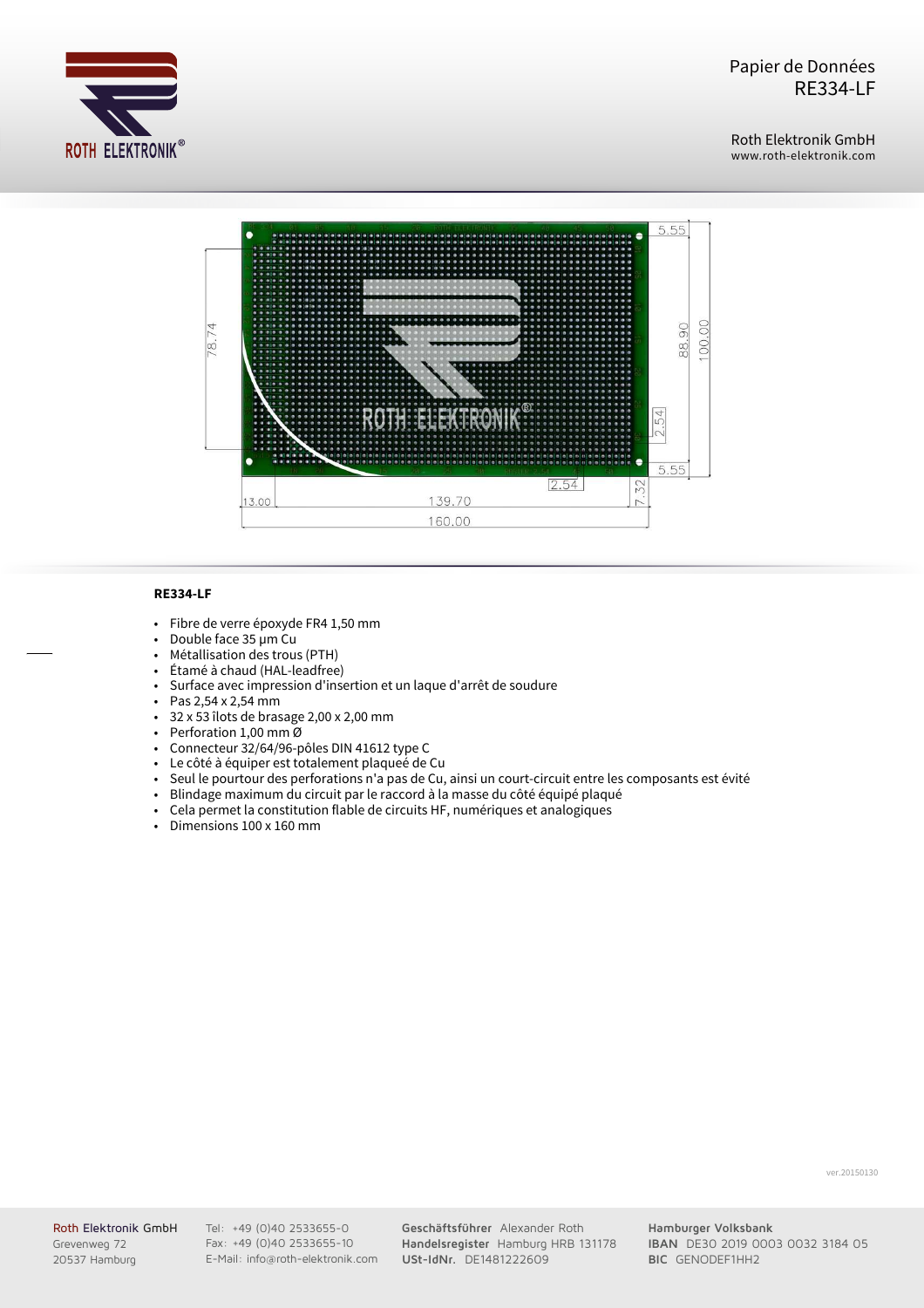Papier de Données
RE334-LF

Roth Elektronik GmbH
www.roth-elektronik.com

**RE334-LF**

- Fibre de verre époxyde FR4 1,50 mm
- Double face 35 µm Cu
- Métallisation des trous (PTH)
- Étamé à chaud (HAL-leadfree)
- Surface avec impression d'insertion et un laque d'arrêt de soudure
- Pas 2,54 x 2,54 mm
- 32 x 53 îlots de brasage 2,00 x 2,00 mm
- Perforation 1,00 mm Ø
- Connecteur 32/64/96-pôles DIN 41612 type C
- Le côté à équiper est totalement plaqueé de Cu
- Seul le pourtour des perforations n'a pas de Cu, ainsi un court-circuit entre les composants est évité
- Blindage maximum du circuit par le raccord à la masse du côté équipé plaqué
- Cela permet la constitution flable de circuits HF, numériques et analogiques
- Dimensions 100 x 160 mm

ver.20150130

Roth Elektronik GmbH
Grevenweg 72
20537 Hamburg

Tel: +49 (0)40 2533655-0
Fax: +49 (0)40 2533655-10
E-Mail: info@roth-elektronik.com

**Geschäftsführer** Alexander Roth
**Handelsregister** Hamburg HRB 131178
**USt-IdNr.** DE1481222609

**Hamburger Volksbank**
**IBAN** DE30 2019 0003 0032 3184 05
**BIC** GENODEF1HH2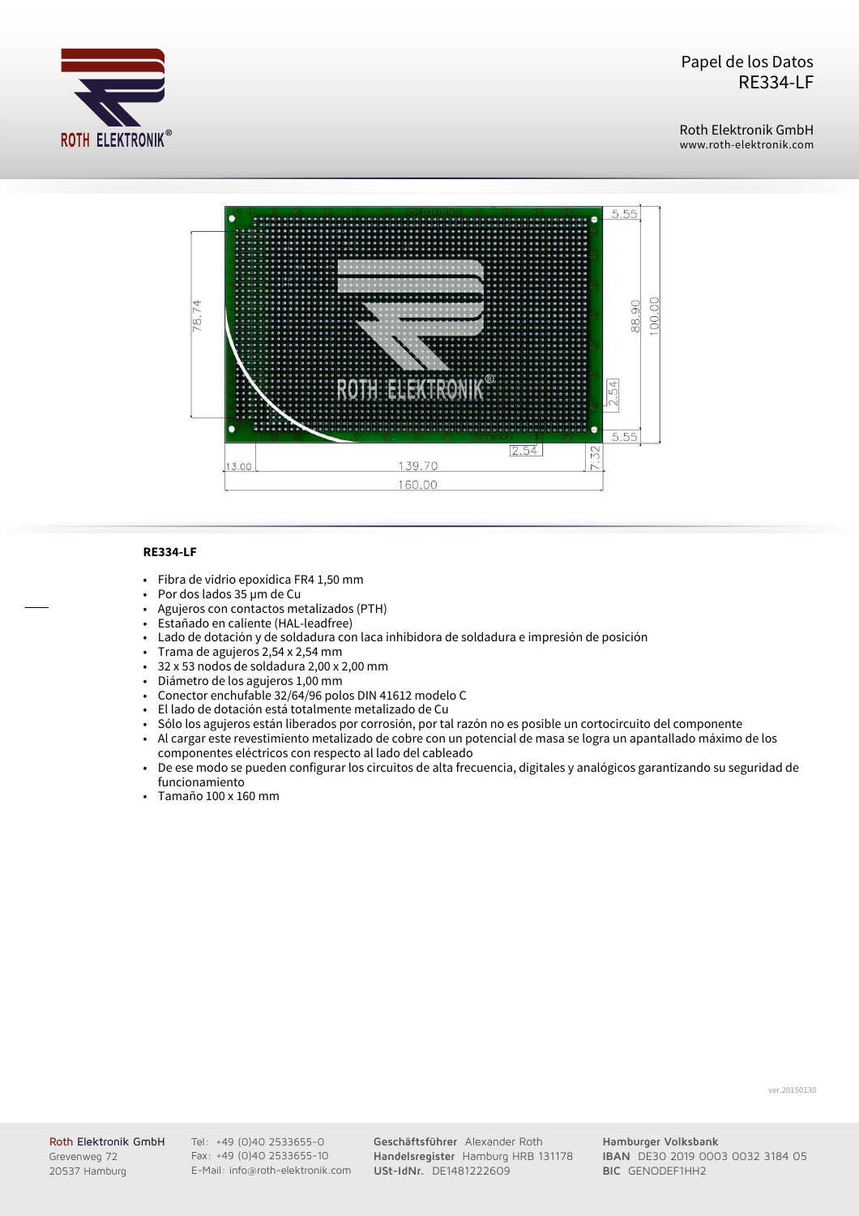Papel de los Datos
RE334-LF

Roth Elektronik GmbH
www.roth-elektronik.com

5.55
78.74
88.90
100.00
2.54
5.55
2.54
7.32
13.00
139.70
160.00

**RE334-LF**

- Fibra de vidrio epoxídica FR4 1,50 mm
- Por dos lados 35 µm de Cu
- Agujeros con contactos metalizados (PTH)
- Estañado en caliente (HAL-leadfree)
- Lado de dotación y de soldadura con laca inhibidora de soldadura e impresión de posición
- Trama de agujeros 2,54 x 2,54 mm
- 32 x 53 nodos de soldadura 2,00 x 2,00 mm
- Diámetro de los agujeros 1,00 mm
- Conector enchufable 32/64/96 polos DIN 41612 modelo C
- El lado de dotación está totalmente metalizado de Cu
- Sólo los agujeros están liberados por corrosión, por tal razón no es posible un cortocircuito del componente
- Al cargar este revestimiento metalizado de cobre con un potencial de masa se logra un apantallado máximo de los componentes eléctricos con respecto al lado del cableado
- De ese modo se pueden configurar los circuitos de alta frecuencia, digitales y analógicos garantizando su seguridad de funcionamiento
- Tamaño 100 x 160 mm

ver.20150130

Roth Elektronik GmbH
Grevenweg 72
20537 Hamburg

Tel: +49 (0)40 2533655-0
Fax: +49 (0)40 2533655-10
E-Mail: info@roth-elektronik.com

**Geschäftsführer** Alexander Roth
**Handelsregister** Hamburg HRB 131178
**USt-IdNr.** DE1481222609

**Hamburger Volksbank**
**IBAN** DE30 2019 0003 0032 3184 05
**BIC** GENODEF1HH2